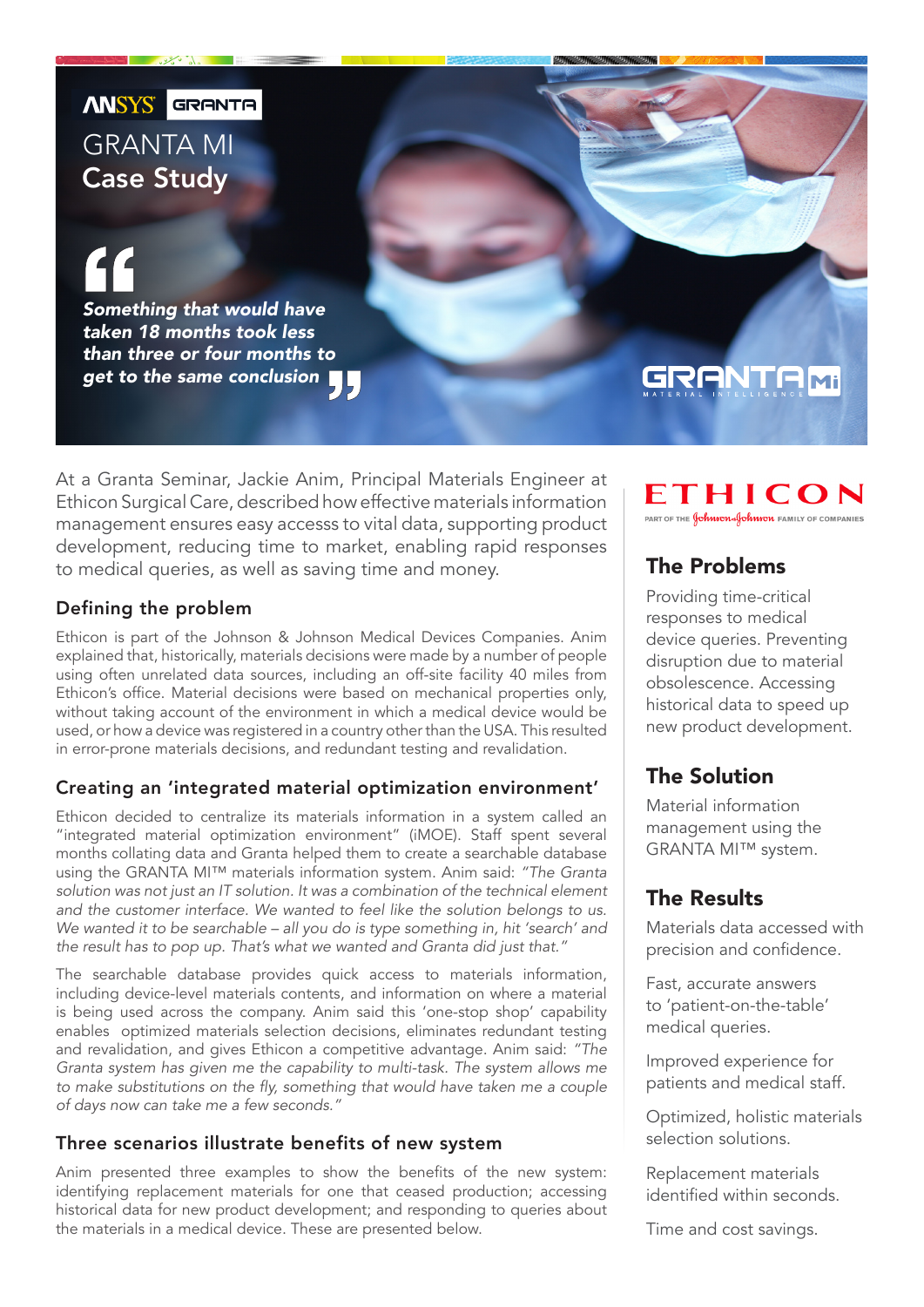ANSYS GRANTA

# GRANTA MI Case Study

> ***Something that would have taken 18 months took less than three or four months to get to the same conclusion***

GRANTA MI
MATERIAL INTELLIGENCE

At a Granta Seminar, Jackie Anim, Principal Materials Engineer at Ethicon Surgical Care, described how effective materials information management ensures easy accesss to vital data, supporting product development, reducing time to market, enabling rapid responses to medical queries, as well as saving time and money.

## Defining the problem

Ethicon is part of the Johnson & Johnson Medical Devices Companies. Anim explained that, historically, materials decisions were made by a number of people using often unrelated data sources, including an off-site facility 40 miles from Ethicon's office. Material decisions were based on mechanical properties only, without taking account of the environment in which a medical device would be used, or how a device was registered in a country other than the USA. This resulted in error-prone materials decisions, and redundant testing and revalidation.

## Creating an 'integrated material optimization environment'

Ethicon decided to centralize its materials information in a system called an "integrated material optimization environment" (iMOE). Staff spent several months collating data and Granta helped them to create a searchable database using the GRANTA MI™ materials information system. Anim said: *"The Granta solution was not just an IT solution. It was a combination of the technical element and the customer interface. We wanted to feel like the solution belongs to us. We wanted it to be searchable – all you do is type something in, hit 'search' and the result has to pop up. That's what we wanted and Granta did just that."*

The searchable database provides quick access to materials information, including device-level materials contents, and information on where a material is being used across the company. Anim said this 'one-stop shop' capability enables optimized materials selection decisions, eliminates redundant testing and revalidation, and gives Ethicon a competitive advantage. Anim said: *"The Granta system has given me the capability to multi-task. The system allows me to make substitutions on the fly, something that would have taken me a couple of days now can take me a few seconds."*

## Three scenarios illustrate benefits of new system

Anim presented three examples to show the benefits of the new system: identifying replacement materials for one that ceased production; accessing historical data for new product development; and responding to queries about the materials in a medical device. These are presented below.

---

ETHICON
PART OF THE Johnson & Johnson FAMILY OF COMPANIES

## The Problems

Providing time-critical responses to medical device queries. Preventing disruption due to material obsolescence. Accessing historical data to speed up new product development.

## The Solution

Material information management using the GRANTA MI™ system.

## The Results

Materials data accessed with precision and confidence.

Fast, accurate answers to 'patient-on-the-table' medical queries.

Improved experience for patients and medical staff.

Optimized, holistic materials selection solutions.

Replacement materials identified within seconds.

Time and cost savings.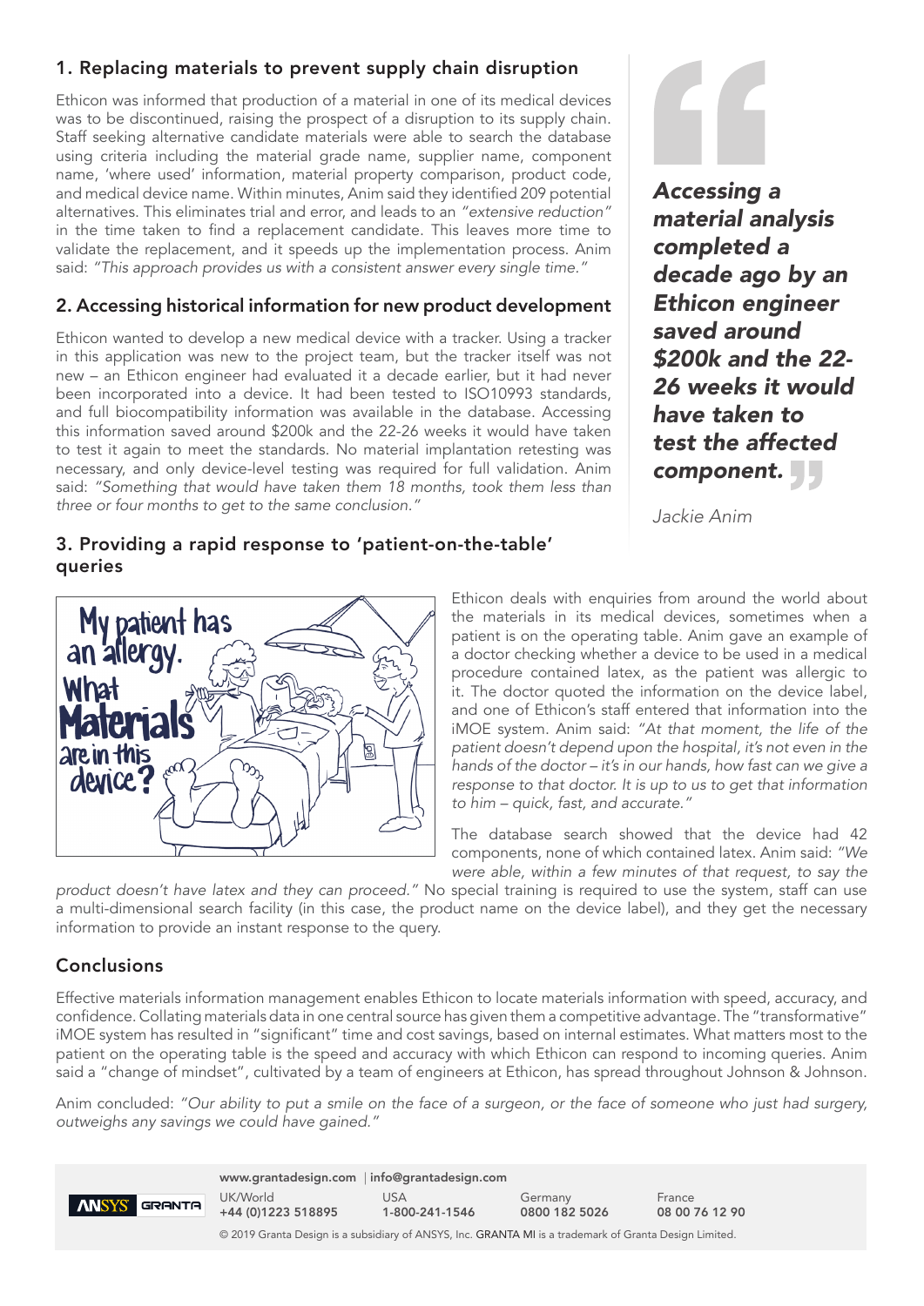## 1. Replacing materials to prevent supply chain disruption

Ethicon was informed that production of a material in one of its medical devices was to be discontinued, raising the prospect of a disruption to its supply chain. Staff seeking alternative candidate materials were able to search the database using criteria including the material grade name, supplier name, component name, 'where used' information, material property comparison, product code, and medical device name. Within minutes, Anim said they identified 209 potential alternatives. This eliminates trial and error, and leads to an *"extensive reduction"* in the time taken to find a replacement candidate. This leaves more time to validate the replacement, and it speeds up the implementation process. Anim said: *"This approach provides us with a consistent answer every single time."*

## 2. Accessing historical information for new product development

Ethicon wanted to develop a new medical device with a tracker. Using a tracker in this application was new to the project team, but the tracker itself was not new – an Ethicon engineer had evaluated it a decade earlier, but it had never been incorporated into a device. It had been tested to ISO10993 standards, and full biocompatibility information was available in the database. Accessing this information saved around $200k and the 22-26 weeks it would have taken to test it again to meet the standards. No material implantation retesting was necessary, and only device-level testing was required for full validation. Anim said: *"Something that would have taken them 18 months, took them less than three or four months to get to the same conclusion."*

> ***Accessing a material analysis completed a decade ago by an Ethicon engineer saved around $200k and the 22-26 weeks it would have taken to test the affected component.***
>
> *Jackie Anim*

## 3. Providing a rapid response to 'patient-on-the-table' queries

Ethicon deals with enquiries from around the world about the materials in its medical devices, sometimes when a patient is on the operating table. Anim gave an example of a doctor checking whether a device to be used in a medical procedure contained latex, as the patient was allergic to it. The doctor quoted the information on the device label, and one of Ethicon's staff entered that information into the iMOE system. Anim said: *"At that moment, the life of the patient doesn't depend upon the hospital, it's not even in the hands of the doctor – it's in our hands, how fast can we give a response to that doctor. It is up to us to get that information to him – quick, fast, and accurate."*

The database search showed that the device had 42 components, none of which contained latex. Anim said: *"We were able, within a few minutes of that request, to say the product doesn't have latex and they can proceed."* No special training is required to use the system, staff can use a multi-dimensional search facility (in this case, the product name on the device label), and they get the necessary information to provide an instant response to the query.

## Conclusions

Effective materials information management enables Ethicon to locate materials information with speed, accuracy, and confidence. Collating materials data in one central source has given them a competitive advantage. The "transformative" iMOE system has resulted in "significant" time and cost savings, based on internal estimates. What matters most to the patient on the operating table is the speed and accuracy with which Ethicon can respond to incoming queries. Anim said a "change of mindset", cultivated by a team of engineers at Ethicon, has spread throughout Johnson & Johnson.

Anim concluded: *"Our ability to put a smile on the face of a surgeon, or the face of someone who just had surgery, outweighs any savings we could have gained."*

www.grantadesign.com | info@grantadesign.com

| UK/World | USA | Germany | France |
| --- | --- | --- | --- |
| +44 (0)1223 518895 | 1-800-241-1546 | 0800 182 5026 | 08 00 76 12 90 |

© 2019 Granta Design is a subsidiary of ANSYS, Inc. GRANTA MI is a trademark of Granta Design Limited.